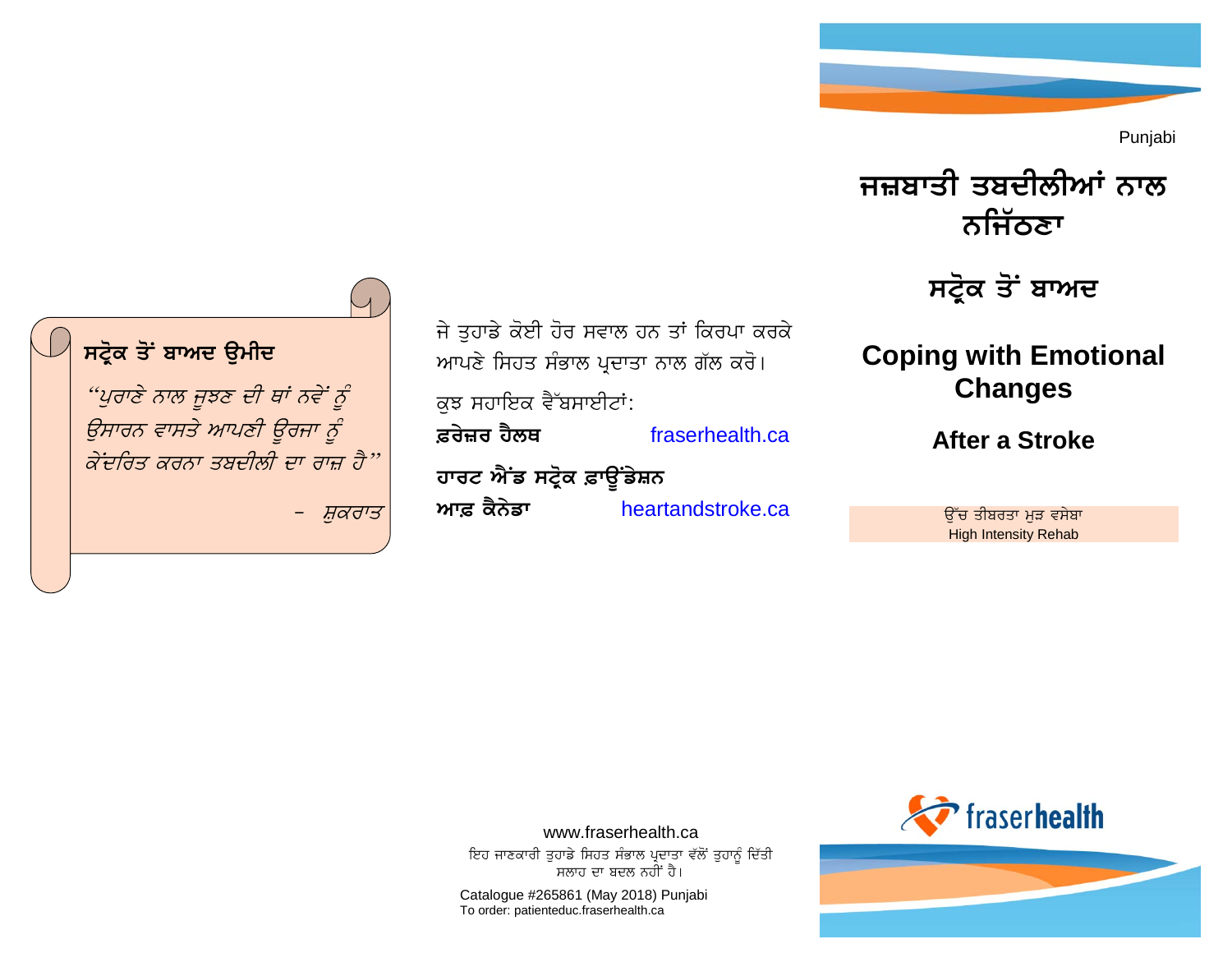### ਸਟ੍ਰੋਕ ਤੋਂ ਬਾਅਦ ਉਮੀਦ

*"ਪੁਰਾਣੇ ਨਾਲ ਜੂਝਣ ਦੀ ਥਾਂ ਨਵੇਂ ਨੂੰ ਉਸਾਰਨ ਵਾਸਤੇ ਆਪਣੀ ਊਰਜਾ ਨੂੰ ਕੇਂਦਰਿਤ ਕਰਨਾ ਤਬਦੀਲੀ ਦਾ ਰਾਜ਼ ਹੈ"*

– *ਸੁਕਰਾਤ*

ਜੇ ਤੁਹਾਡੇ ਕੋਈ ਹੋਰ ਸਵਾਲ ਹਨ ਤਾਂ ਕਿਰਪਾ ਕਰਕੇ ਆਪਣੇ ਸਿਹਤ ਸੰਭਾਲ ਪ੍ਰਦਾਤਾ ਨਾਲ ਗੱਲ ਕਰੋ।

ਕੁਝ ਸਹਾਇਕ ਵੈੱਬਸਾਈਟਾਂ:

**ਫ਼ਰੇਜ਼ਰ ਹੈਲਥ** fraserhealth.ca

**ਹਾਰਟ ਐਂਡ ਸਟ੍ਰੋਕ ਫ਼ਾਊਂਡੇਸ਼ਨ ਆਫ਼ ਕੈਨੇਡਾ** heartandstroke.ca

www.fraserhealth.ca

ਇਹ ਜਾਣਕਾਰੀ ਤੁਹਾਡੇ ਸਿਹਤ ਸੰਭਾਲ ਪ੍ਰਦਾਤਾ ਵੱਲੋਂ ਤੁਹਾਨੂੰ ਦਿੱਤੀ ਸਲਾਹ ਦਾ ਬਦਲ ਨਹੀਂ ਹੈ।

Catalogue #265861 (May 2018) Punjabi
To order: patienteduc.fraserhealth.ca

Punjabi

# ਜਜ਼ਬਾਤੀ ਤਬਦੀਲੀਆਂ ਨਾਲ ਨਜਿੱਠਣਾ

## ਸਟ੍ਰੋਕ ਤੋਂ ਬਾਅਦ

# Coping with Emotional Changes

## After a Stroke

ਉੱਚ ਤੀਬਰਤਾ ਮੁੜ ਵਸੇਬਾ
High Intensity Rehab

fraserhealth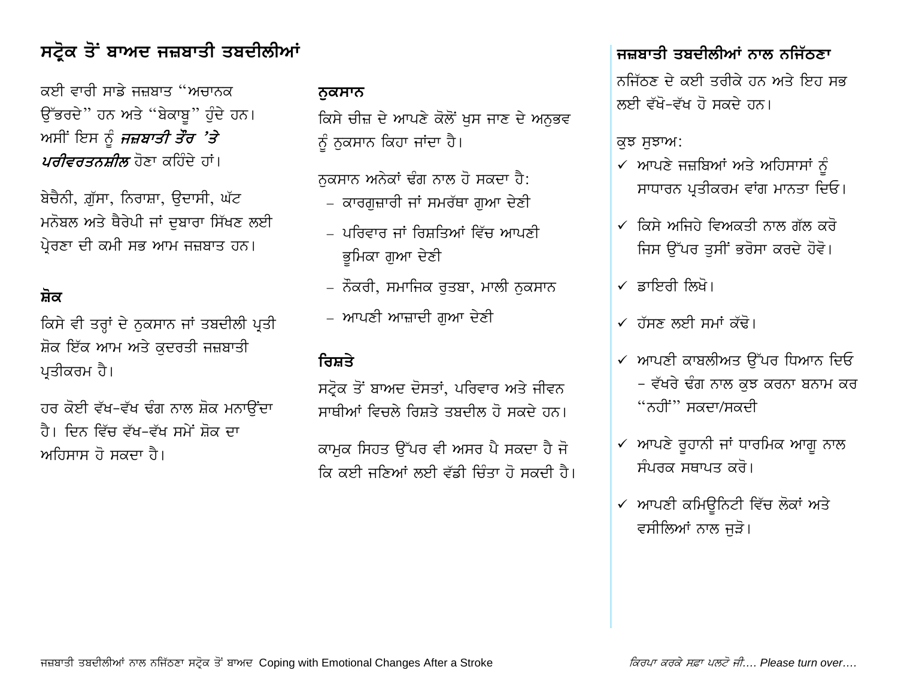## ਸਟ੍ਰੋਕ ਤੋਂ ਬਾਅਦ ਜਜ਼ਬਾਤੀ ਤਬਦੀਲੀਆਂ

ਕਈ ਵਾਰੀ ਸਾਡੇ ਜਜ਼ਬਾਤ "ਅਚਾਨਕ ਉੱਭਰਦੇ" ਹਨ ਅਤੇ "ਬੇਕਾਬੂ" ਹੁੰਦੇ ਹਨ। ਅਸੀਂ ਇਸ ਨੂੰ ***ਜਜ਼ਬਾਤੀ ਤੌਰ 'ਤੇ ਪਰੀਵਰਤਨਸ਼ੀਲ*** ਹੋਣਾ ਕਹਿੰਦੇ ਹਾਂ।

ਬੇਚੈਨੀ, ਗ਼ੁੱਸਾ, ਨਿਰਾਸ਼ਾ, ਉਦਾਸੀ, ਘੱਟ ਮਨੋਬਲ ਅਤੇ ਥੈਰੇਪੀ ਜਾਂ ਦੁਬਾਰਾ ਸਿੱਖਣ ਲਈ ਪ੍ਰੇਰਣਾ ਦੀ ਕਮੀ ਸਭ ਆਮ ਜਜ਼ਬਾਤ ਹਨ।

### ਸ਼ੋਕ

ਕਿਸੇ ਵੀ ਤਰ੍ਹਾਂ ਦੇ ਨੁਕਸਾਨ ਜਾਂ ਤਬਦੀਲੀ ਪ੍ਰਤੀ ਸ਼ੋਕ ਇੱਕ ਆਮ ਅਤੇ ਕੁਦਰਤੀ ਜਜ਼ਬਾਤੀ ਪ੍ਰਤੀਕਰਮ ਹੈ।

ਹਰ ਕੋਈ ਵੱਖ-ਵੱਖ ਢੰਗ ਨਾਲ ਸ਼ੋਕ ਮਨਾਉਂਦਾ ਹੈ। ਦਿਨ ਵਿੱਚ ਵੱਖ-ਵੱਖ ਸਮੇਂ ਸ਼ੋਕ ਦਾ ਅਹਿਸਾਸ ਹੋ ਸਕਦਾ ਹੈ।

### ਨੁਕਸਾਨ

ਕਿਸੇ ਚੀਜ਼ ਦੇ ਆਪਣੇ ਕੋਲੋਂ ਖੁਸ ਜਾਣ ਦੇ ਅਨੁਭਵ ਨੂੰ ਨੁਕਸਾਨ ਕਿਹਾ ਜਾਂਦਾ ਹੈ।

ਨੁਕਸਾਨ ਅਨੇਕਾਂ ਢੰਗ ਨਾਲ ਹੋ ਸਕਦਾ ਹੈ:

- ਕਾਰਗੁਜ਼ਾਰੀ ਜਾਂ ਸਮਰੱਥਾ ਗੁਆ ਦੇਣੀ
- ਪਰਿਵਾਰ ਜਾਂ ਰਿਸ਼ਤਿਆਂ ਵਿੱਚ ਆਪਣੀ ਭੂਮਿਕਾ ਗੁਆ ਦੇਣੀ
- ਨੌਕਰੀ, ਸਮਾਜਿਕ ਰੁਤਬਾ, ਮਾਲੀ ਨੁਕਸਾਨ
- ਆਪਣੀ ਆਜ਼ਾਦੀ ਗੁਆ ਦੇਣੀ

### ਰਿਸ਼ਤੇ

ਸਟ੍ਰੋਕ ਤੋਂ ਬਾਅਦ ਦੋਸਤਾਂ, ਪਰਿਵਾਰ ਅਤੇ ਜੀਵਨ ਸਾਥੀਆਂ ਵਿਚਲੇ ਰਿਸ਼ਤੇ ਤਬਦੀਲ ਹੋ ਸਕਦੇ ਹਨ।

ਕਾਮੁਕ ਸਿਹਤ ਉੱਪਰ ਵੀ ਅਸਰ ਪੈ ਸਕਦਾ ਹੈ ਜੋ ਕਿ ਕਈ ਜਣਿਆਂ ਲਈ ਵੱਡੀ ਚਿੰਤਾ ਹੋ ਸਕਦੀ ਹੈ।

### ਜਜ਼ਬਾਤੀ ਤਬਦੀਲੀਆਂ ਨਾਲ ਨਜਿੱਠਣਾ

ਨਜਿੱਠਣ ਦੇ ਕਈ ਤਰੀਕੇ ਹਨ ਅਤੇ ਇਹ ਸਭ ਲਈ ਵੱਖੋ-ਵੱਖ ਹੋ ਸਕਦੇ ਹਨ।

ਕੁਝ ਸੁਝਾਅ:

- ✓ ਆਪਣੇ ਜਜ਼ਬਿਆਂ ਅਤੇ ਅਹਿਸਾਸਾਂ ਨੂੰ ਸਾਧਾਰਨ ਪ੍ਰਤੀਕਰਮ ਵਾਂਗ ਮਾਨਤਾ ਦਿਓ।
- ✓ ਕਿਸੇ ਅਜਿਹੇ ਵਿਅਕਤੀ ਨਾਲ ਗੱਲ ਕਰੋ ਜਿਸ ਉੱਪਰ ਤੁਸੀਂ ਭਰੋਸਾ ਕਰਦੇ ਹੋਵੋ।
- ✓ ਡਾਇਰੀ ਲਿਖੋ।
- ✓ ਹੱਸਣ ਲਈ ਸਮਾਂ ਕੱਢੋ।
- ✓ ਆਪਣੀ ਕਾਬਲੀਅਤ ਉੱਪਰ ਧਿਆਨ ਦਿਓ – ਵੱਖਰੇ ਢੰਗ ਨਾਲ ਕੁਝ ਕਰਨਾ ਬਨਾਮ ਕਰ "ਨਹੀਂ" ਸਕਦਾ/ਸਕਦੀ
- ✓ ਆਪਣੇ ਰੂਹਾਨੀ ਜਾਂ ਧਾਰਮਿਕ ਆਗੂ ਨਾਲ ਸੰਪਰਕ ਸਥਾਪਤ ਕਰੋ।
- ✓ ਆਪਣੀ ਕਮਿਊਨਿਟੀ ਵਿੱਚ ਲੋਕਾਂ ਅਤੇ ਵਸੀਲਿਆਂ ਨਾਲ ਜੁੜੋ।

*ਕਿਰਪਾ ਕਰਕੇ ਸਫ਼ਾ ਪਲਟੋ ਜੀ.... Please turn over....*